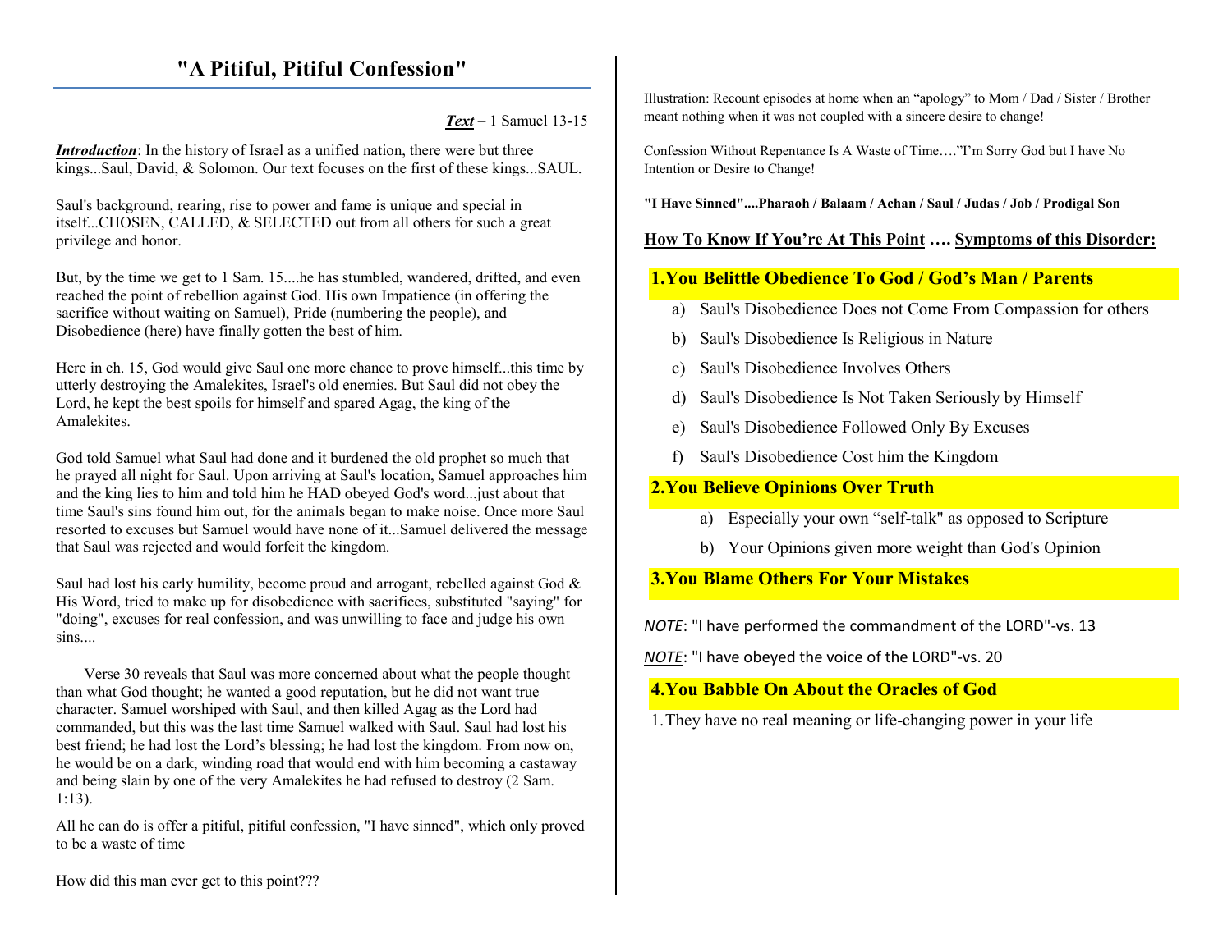# "A Pitiful, Pitiful Confession"

***Text*** – 1 Samuel 13-15

***Introduction***: In the history of Israel as a unified nation, there were but three kings...Saul, David, & Solomon. Our text focuses on the first of these kings...SAUL.

Saul's background, rearing, rise to power and fame is unique and special in itself...CHOSEN, CALLED, & SELECTED out from all others for such a great privilege and honor.

But, by the time we get to 1 Sam. 15....he has stumbled, wandered, drifted, and even reached the point of rebellion against God. His own Impatience (in offering the sacrifice without waiting on Samuel), Pride (numbering the people), and Disobedience (here) have finally gotten the best of him.

Here in ch. 15, God would give Saul one more chance to prove himself...this time by utterly destroying the Amalekites, Israel's old enemies. But Saul did not obey the Lord, he kept the best spoils for himself and spared Agag, the king of the Amalekites.

God told Samuel what Saul had done and it burdened the old prophet so much that he prayed all night for Saul. Upon arriving at Saul's location, Samuel approaches him and the king lies to him and told him he <u>HAD</u> obeyed God's word...just about that time Saul's sins found him out, for the animals began to make noise. Once more Saul resorted to excuses but Samuel would have none of it...Samuel delivered the message that Saul was rejected and would forfeit the kingdom.

Saul had lost his early humility, become proud and arrogant, rebelled against God & His Word, tried to make up for disobedience with sacrifices, substituted "saying" for "doing", excuses for real confession, and was unwilling to face and judge his own sins....

Verse 30 reveals that Saul was more concerned about what the people thought than what God thought; he wanted a good reputation, but he did not want true character. Samuel worshiped with Saul, and then killed Agag as the Lord had commanded, but this was the last time Samuel walked with Saul. Saul had lost his best friend; he had lost the Lord's blessing; he had lost the kingdom. From now on, he would be on a dark, winding road that would end with him becoming a castaway and being slain by one of the very Amalekites he had refused to destroy (2 Sam. 1:13).

All he can do is offer a pitiful, pitiful confession, "I have sinned", which only proved to be a waste of time

How did this man ever get to this point???

Illustration: Recount episodes at home when an "apology" to Mom / Dad / Sister / Brother meant nothing when it was not coupled with a sincere desire to change!

Confession Without Repentance Is A Waste of Time…."I'm Sorry God but I have No Intention or Desire to Change!

**"I Have Sinned"....Pharaoh / Balaam / Achan / Saul / Judas / Job / Prodigal Son**

**<u>How To Know If You're At This Point</u> …. <u>Symptoms of this Disorder:</u>**

## 1.You Belittle Obedience To God / God's Man / Parents

a) Saul's Disobedience Does not Come From Compassion for others
b) Saul's Disobedience Is Religious in Nature
c) Saul's Disobedience Involves Others
d) Saul's Disobedience Is Not Taken Seriously by Himself
e) Saul's Disobedience Followed Only By Excuses
f) Saul's Disobedience Cost him the Kingdom

## 2.You Believe Opinions Over Truth

a) Especially your own "self-talk" as opposed to Scripture
b) Your Opinions given more weight than God's Opinion

## 3.You Blame Others For Your Mistakes

*<u>NOTE</u>*: "I have performed the commandment of the LORD"-vs. 13

*<u>NOTE</u>*: "I have obeyed the voice of the LORD"-vs. 20

## 4.You Babble On About the Oracles of God

1. They have no real meaning or life-changing power in your life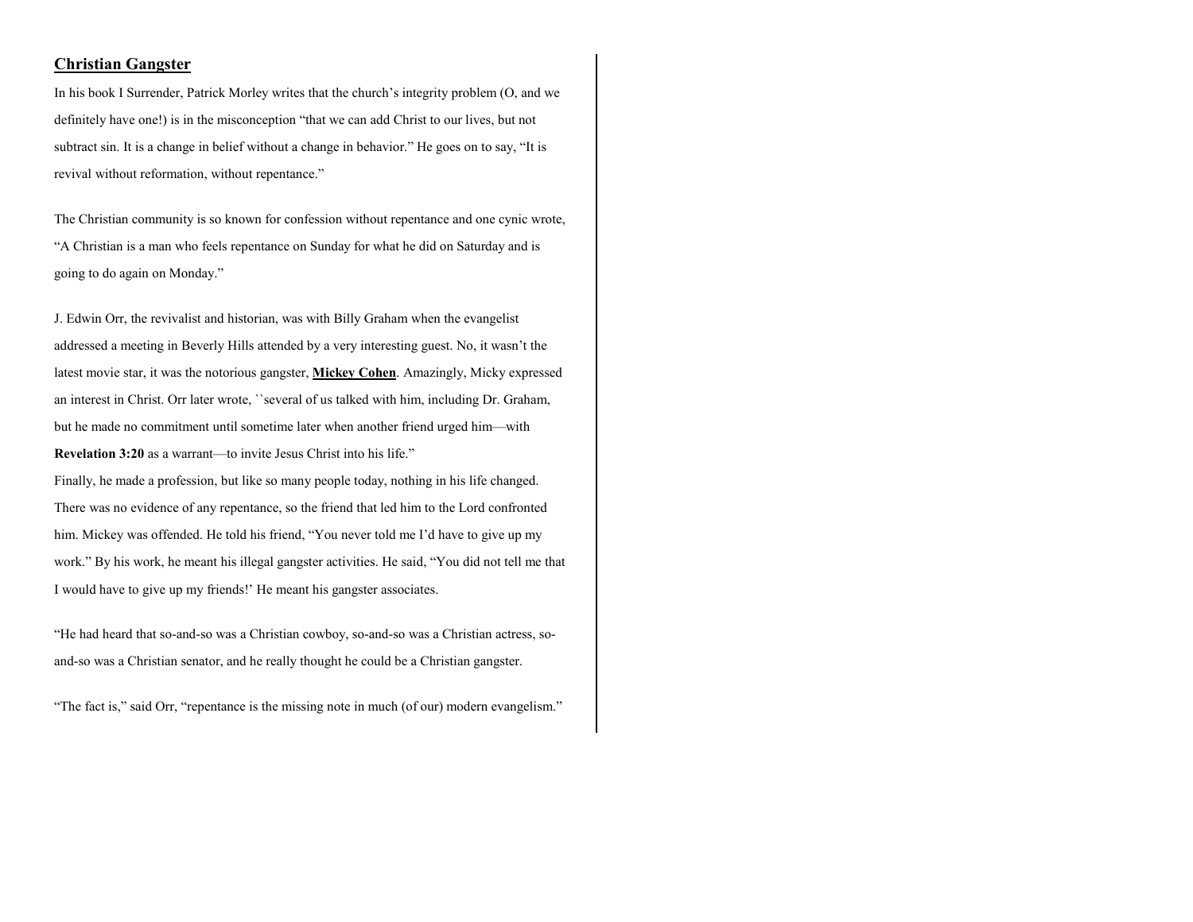## Christian Gangster

In his book I Surrender, Patrick Morley writes that the church's integrity problem (O, and we definitely have one!) is in the misconception "that we can add Christ to our lives, but not subtract sin. It is a change in belief without a change in behavior." He goes on to say, "It is revival without reformation, without repentance."

The Christian community is so known for confession without repentance and one cynic wrote, "A Christian is a man who feels repentance on Sunday for what he did on Saturday and is going to do again on Monday."

J. Edwin Orr, the revivalist and historian, was with Billy Graham when the evangelist addressed a meeting in Beverly Hills attended by a very interesting guest. No, it wasn't the latest movie star, it was the notorious gangster, **Mickey Cohen**. Amazingly, Micky expressed an interest in Christ. Orr later wrote, ``several of us talked with him, including Dr. Graham, but he made no commitment until sometime later when another friend urged him—with **Revelation 3:20** as a warrant—to invite Jesus Christ into his life."

Finally, he made a profession, but like so many people today, nothing in his life changed. There was no evidence of any repentance, so the friend that led him to the Lord confronted him. Mickey was offended. He told his friend, "You never told me I'd have to give up my work." By his work, he meant his illegal gangster activities. He said, "You did not tell me that I would have to give up my friends!' He meant his gangster associates.

"He had heard that so-and-so was a Christian cowboy, so-and-so was a Christian actress, so-and-so was a Christian senator, and he really thought he could be a Christian gangster.

"The fact is," said Orr, "repentance is the missing note in much (of our) modern evangelism."